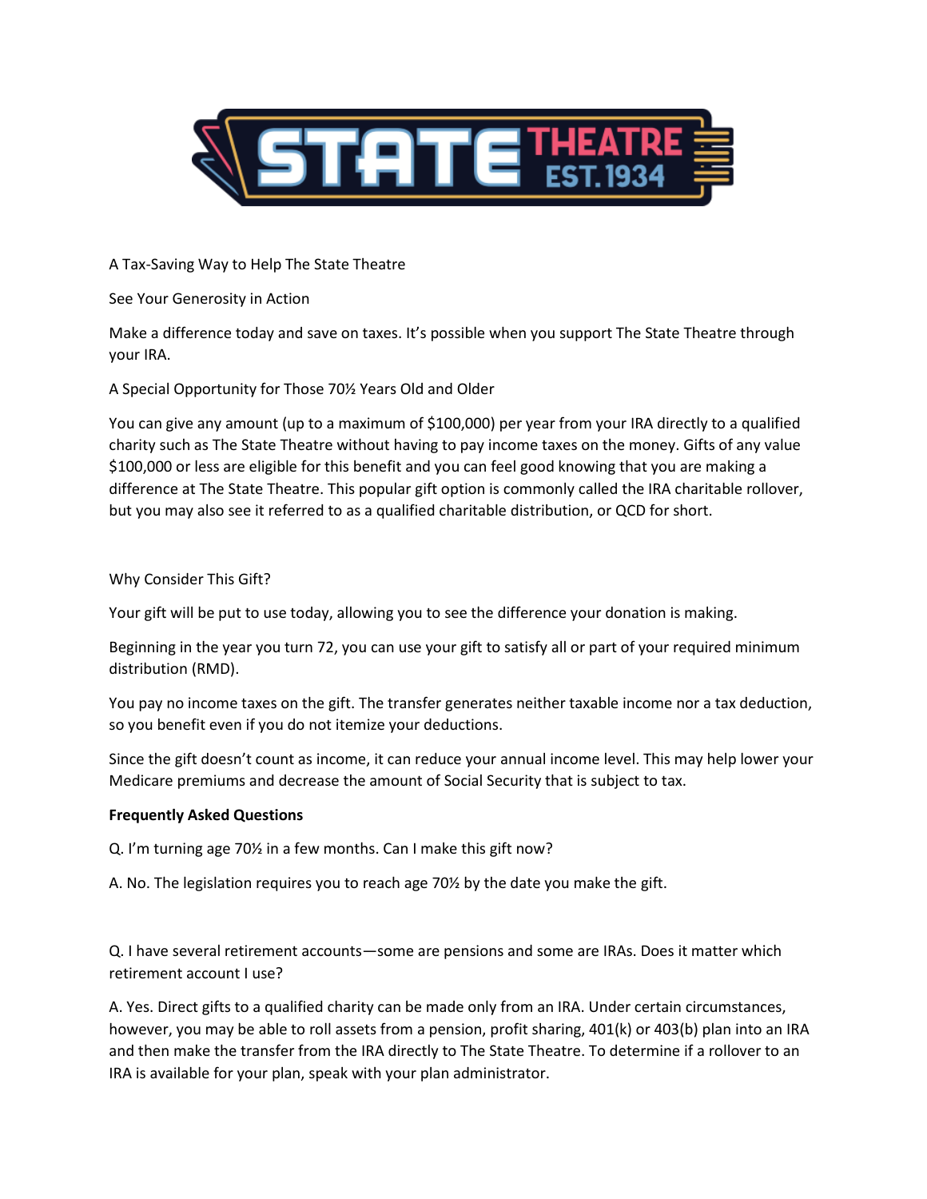A Tax-Saving Way to Help The State Theatre

See Your Generosity in Action

Make a difference today and save on taxes. It's possible when you support The State Theatre through your IRA.

A Special Opportunity for Those 70½ Years Old and Older

You can give any amount (up to a maximum of $100,000) per year from your IRA directly to a qualified charity such as The State Theatre without having to pay income taxes on the money. Gifts of any value $100,000 or less are eligible for this benefit and you can feel good knowing that you are making a difference at The State Theatre. This popular gift option is commonly called the IRA charitable rollover, but you may also see it referred to as a qualified charitable distribution, or QCD for short.

Why Consider This Gift?

Your gift will be put to use today, allowing you to see the difference your donation is making.

Beginning in the year you turn 72, you can use your gift to satisfy all or part of your required minimum distribution (RMD).

You pay no income taxes on the gift. The transfer generates neither taxable income nor a tax deduction, so you benefit even if you do not itemize your deductions.

Since the gift doesn't count as income, it can reduce your annual income level. This may help lower your Medicare premiums and decrease the amount of Social Security that is subject to tax.

**Frequently Asked Questions**

Q. I'm turning age 70½ in a few months. Can I make this gift now?

A. No. The legislation requires you to reach age 70½ by the date you make the gift.

Q. I have several retirement accounts—some are pensions and some are IRAs. Does it matter which retirement account I use?

A. Yes. Direct gifts to a qualified charity can be made only from an IRA. Under certain circumstances, however, you may be able to roll assets from a pension, profit sharing, 401(k) or 403(b) plan into an IRA and then make the transfer from the IRA directly to The State Theatre. To determine if a rollover to an IRA is available for your plan, speak with your plan administrator.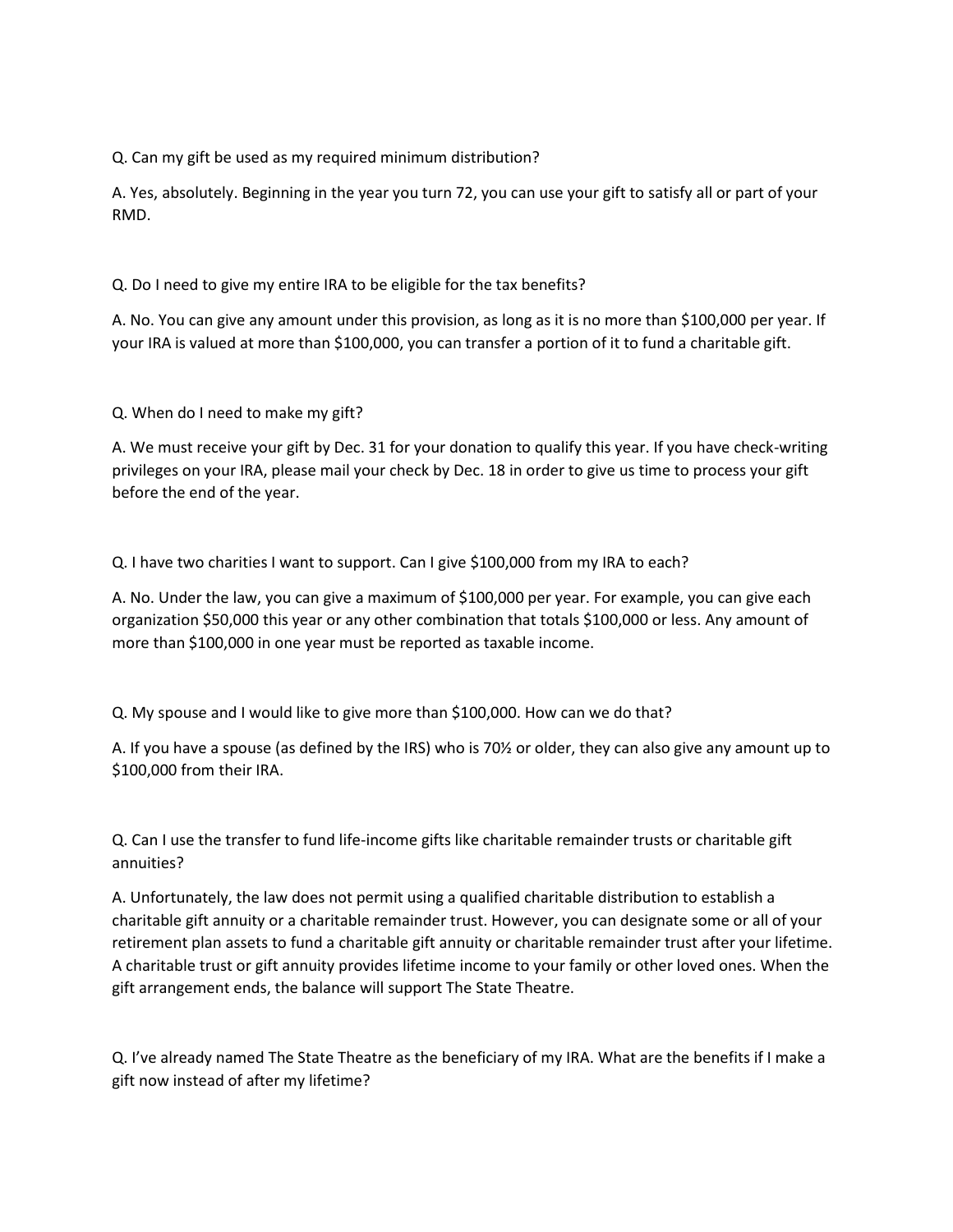Q. Can my gift be used as my required minimum distribution?

A. Yes, absolutely. Beginning in the year you turn 72, you can use your gift to satisfy all or part of your RMD.

Q. Do I need to give my entire IRA to be eligible for the tax benefits?

A. No. You can give any amount under this provision, as long as it is no more than $100,000 per year. If your IRA is valued at more than $100,000, you can transfer a portion of it to fund a charitable gift.

Q. When do I need to make my gift?

A. We must receive your gift by Dec. 31 for your donation to qualify this year. If you have check-writing privileges on your IRA, please mail your check by Dec. 18 in order to give us time to process your gift before the end of the year.

Q. I have two charities I want to support. Can I give $100,000 from my IRA to each?

A. No. Under the law, you can give a maximum of $100,000 per year. For example, you can give each organization $50,000 this year or any other combination that totals $100,000 or less. Any amount of more than $100,000 in one year must be reported as taxable income.

Q. My spouse and I would like to give more than $100,000. How can we do that?

A. If you have a spouse (as defined by the IRS) who is 70½ or older, they can also give any amount up to $100,000 from their IRA.

Q. Can I use the transfer to fund life-income gifts like charitable remainder trusts or charitable gift annuities?

A. Unfortunately, the law does not permit using a qualified charitable distribution to establish a charitable gift annuity or a charitable remainder trust. However, you can designate some or all of your retirement plan assets to fund a charitable gift annuity or charitable remainder trust after your lifetime. A charitable trust or gift annuity provides lifetime income to your family or other loved ones. When the gift arrangement ends, the balance will support The State Theatre.

Q. I've already named The State Theatre as the beneficiary of my IRA. What are the benefits if I make a gift now instead of after my lifetime?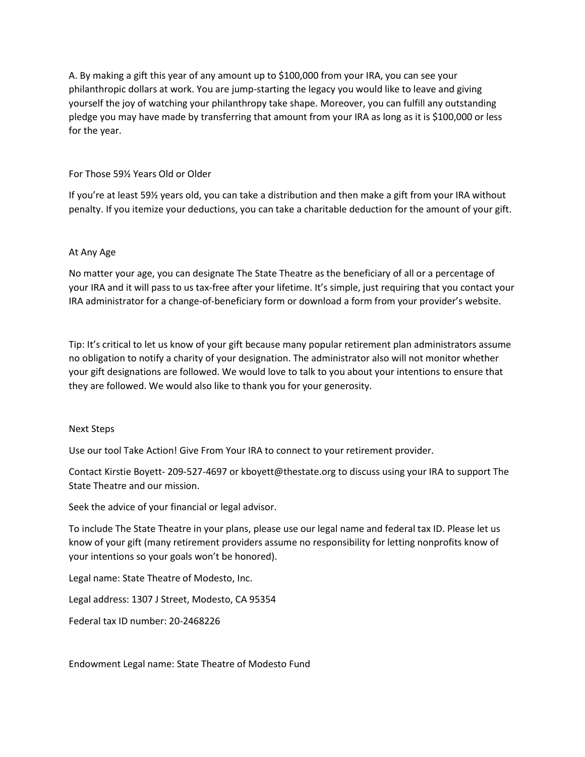A. By making a gift this year of any amount up to $100,000 from your IRA, you can see your philanthropic dollars at work. You are jump-starting the legacy you would like to leave and giving yourself the joy of watching your philanthropy take shape. Moreover, you can fulfill any outstanding pledge you may have made by transferring that amount from your IRA as long as it is $100,000 or less for the year.

### For Those 59½ Years Old or Older

If you're at least 59½ years old, you can take a distribution and then make a gift from your IRA without penalty. If you itemize your deductions, you can take a charitable deduction for the amount of your gift.

### At Any Age

No matter your age, you can designate The State Theatre as the beneficiary of all or a percentage of your IRA and it will pass to us tax-free after your lifetime. It's simple, just requiring that you contact your IRA administrator for a change-of-beneficiary form or download a form from your provider's website.

Tip: It's critical to let us know of your gift because many popular retirement plan administrators assume no obligation to notify a charity of your designation. The administrator also will not monitor whether your gift designations are followed. We would love to talk to you about your intentions to ensure that they are followed. We would also like to thank you for your generosity.

### Next Steps

Use our tool Take Action! Give From Your IRA to connect to your retirement provider.

Contact Kirstie Boyett- 209-527-4697 or kboyett@thestate.org to discuss using your IRA to support The State Theatre and our mission.

Seek the advice of your financial or legal advisor.

To include The State Theatre in your plans, please use our legal name and federal tax ID. Please let us know of your gift (many retirement providers assume no responsibility for letting nonprofits know of your intentions so your goals won't be honored).

Legal name: State Theatre of Modesto, Inc.

Legal address: 1307 J Street, Modesto, CA 95354

Federal tax ID number: 20-2468226

Endowment Legal name: State Theatre of Modesto Fund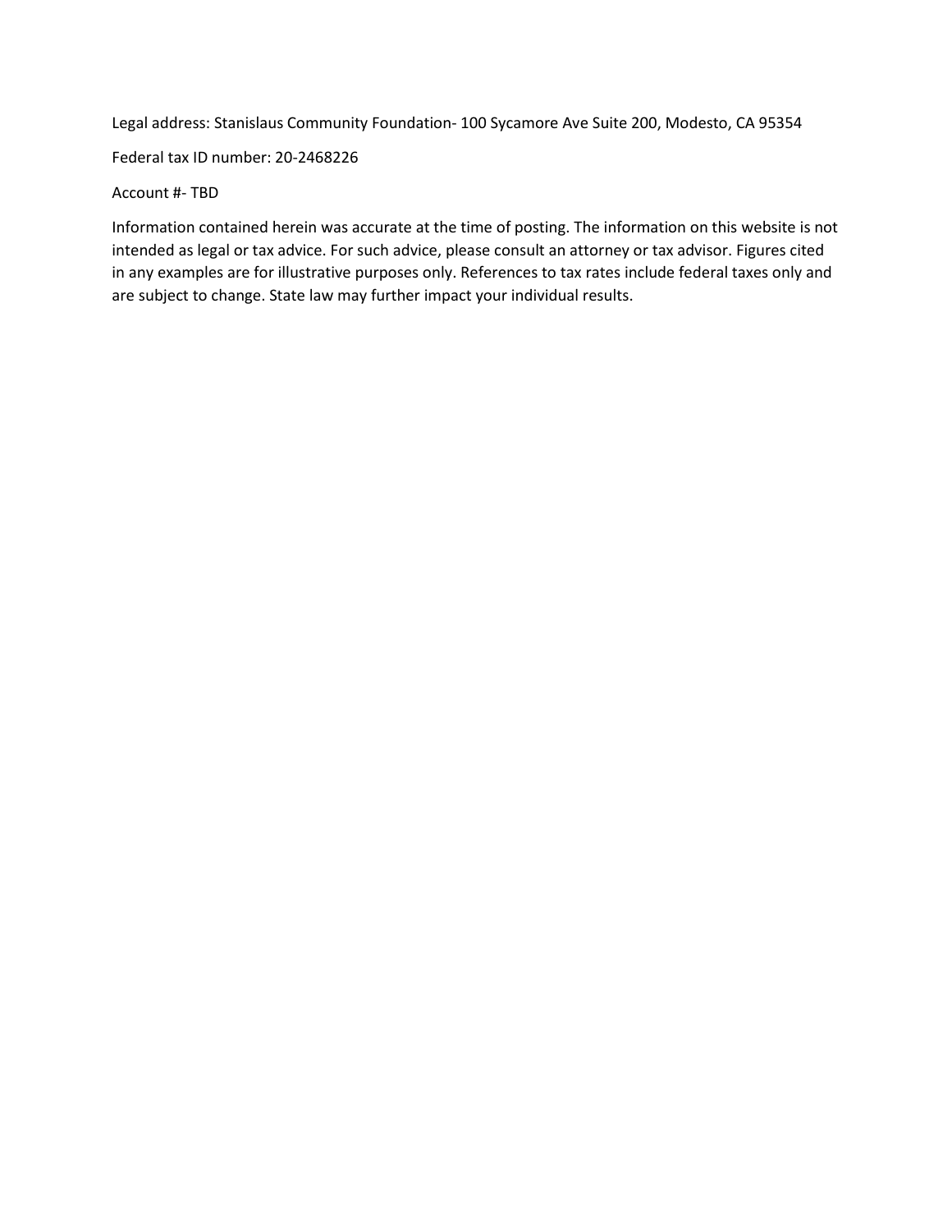Legal address: Stanislaus Community Foundation- 100 Sycamore Ave Suite 200, Modesto, CA 95354

Federal tax ID number: 20-2468226

Account #- TBD

Information contained herein was accurate at the time of posting. The information on this website is not intended as legal or tax advice. For such advice, please consult an attorney or tax advisor. Figures cited in any examples are for illustrative purposes only. References to tax rates include federal taxes only and are subject to change. State law may further impact your individual results.